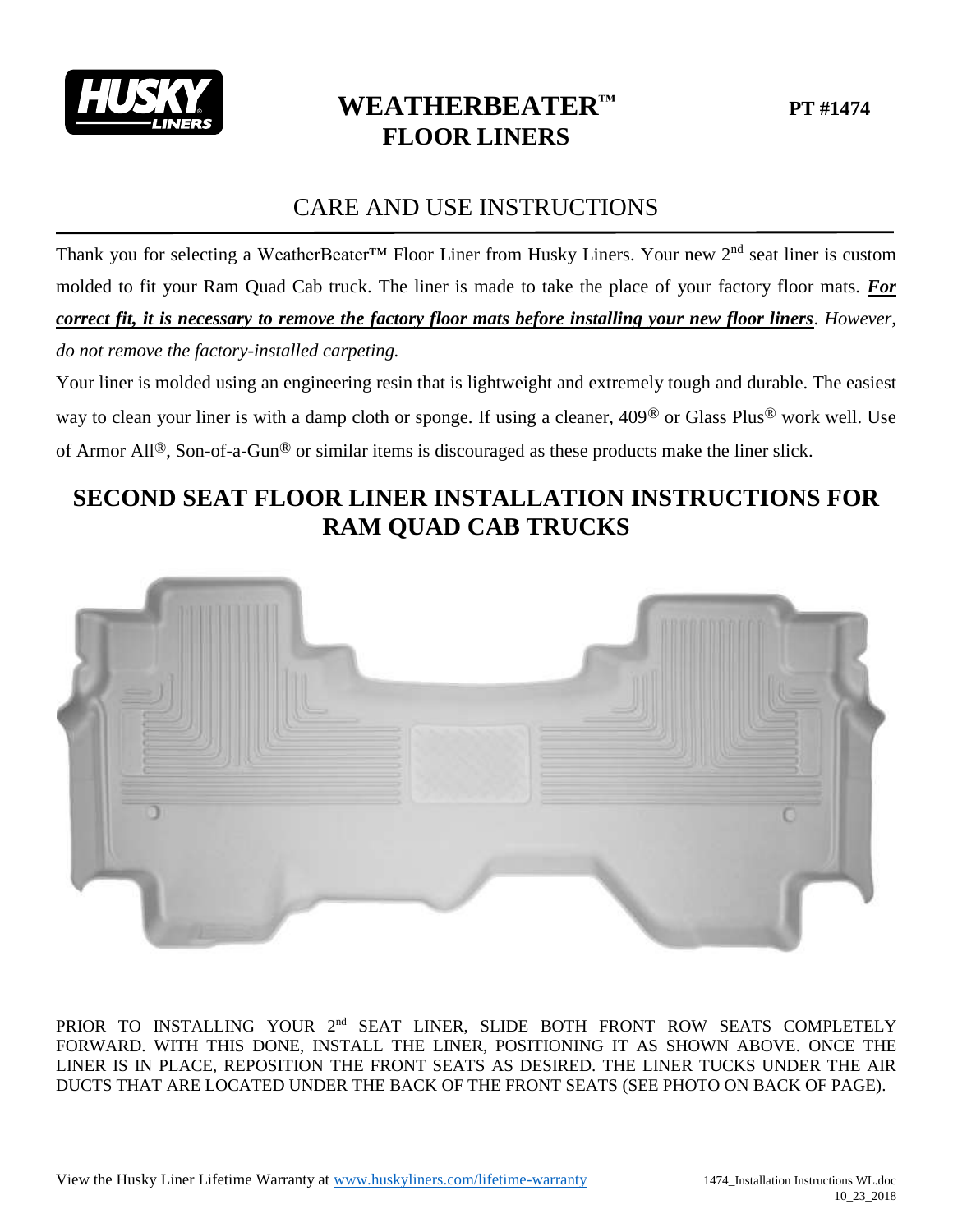# WEATHERBEATER™ FLOOR LINERS

PT #1474

## CARE AND USE INSTRUCTIONS

Thank you for selecting a WeatherBeater™ Floor Liner from Husky Liners. Your new 2nd seat liner is custom molded to fit your Ram Quad Cab truck. The liner is made to take the place of your factory floor mats. ***For correct fit, it is necessary to remove the factory floor mats before installing your new floor liners***. *However, do not remove the factory-installed carpeting.*

Your liner is molded using an engineering resin that is lightweight and extremely tough and durable. The easiest way to clean your liner is with a damp cloth or sponge. If using a cleaner, 409® or Glass Plus® work well. Use of Armor All®, Son-of-a-Gun® or similar items is discouraged as these products make the liner slick.

## SECOND SEAT FLOOR LINER INSTALLATION INSTRUCTIONS FOR RAM QUAD CAB TRUCKS

PRIOR TO INSTALLING YOUR 2nd SEAT LINER, SLIDE BOTH FRONT ROW SEATS COMPLETELY FORWARD. WITH THIS DONE, INSTALL THE LINER, POSITIONING IT AS SHOWN ABOVE. ONCE THE LINER IS IN PLACE, REPOSITION THE FRONT SEATS AS DESIRED. THE LINER TUCKS UNDER THE AIR DUCTS THAT ARE LOCATED UNDER THE BACK OF THE FRONT SEATS (SEE PHOTO ON BACK OF PAGE).

View the Husky Liner Lifetime Warranty at www.huskyliners.com/lifetime-warranty

1474_Installation Instructions WL.doc
10_23_2018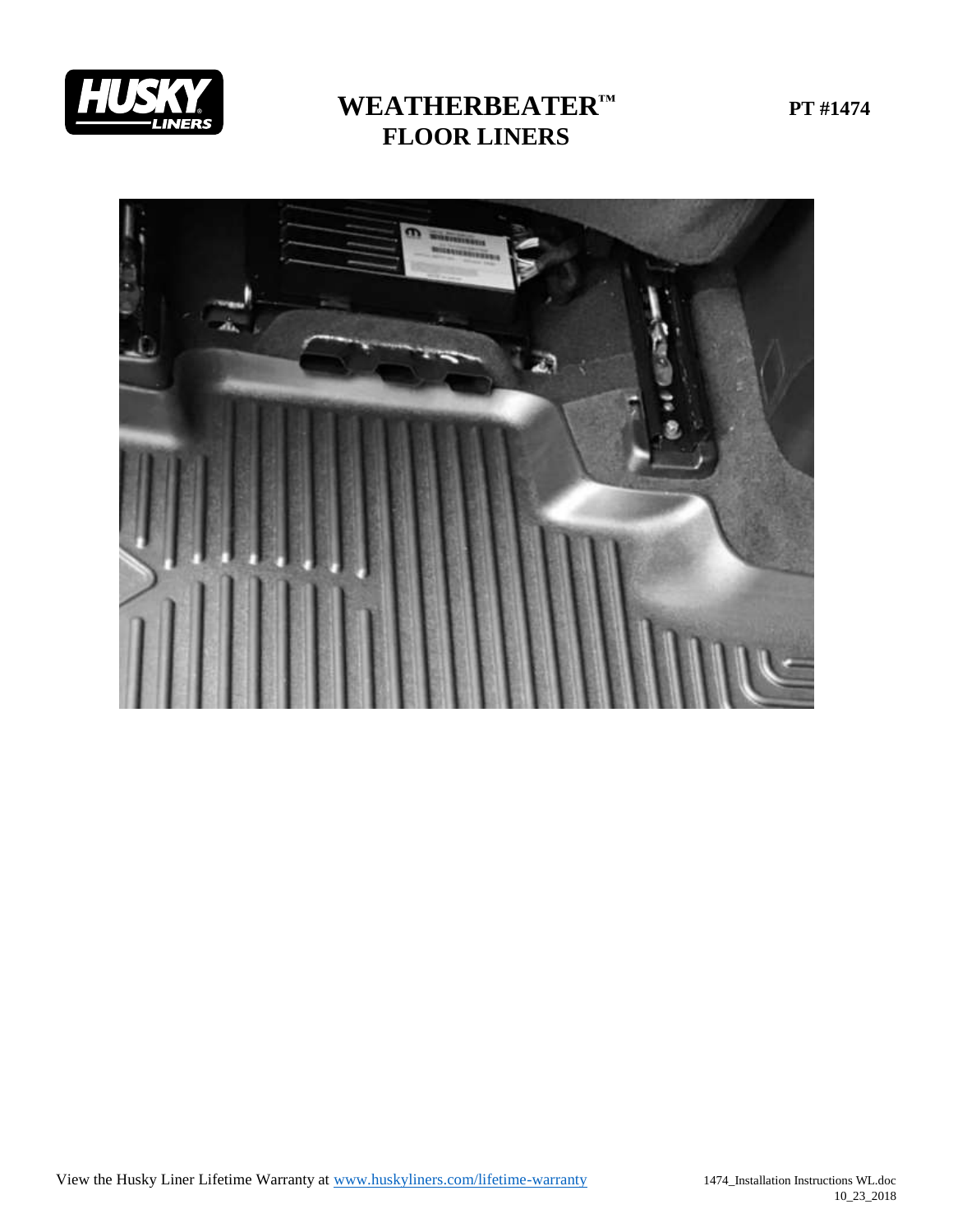# WEATHERBEATER™ FLOOR LINERS

PT #1474

View the Husky Liner Lifetime Warranty at [www.huskyliners.com/lifetime-warranty](www.huskyliners.com/lifetime-warranty)

1474_Installation Instructions WL.doc
10_23_2018